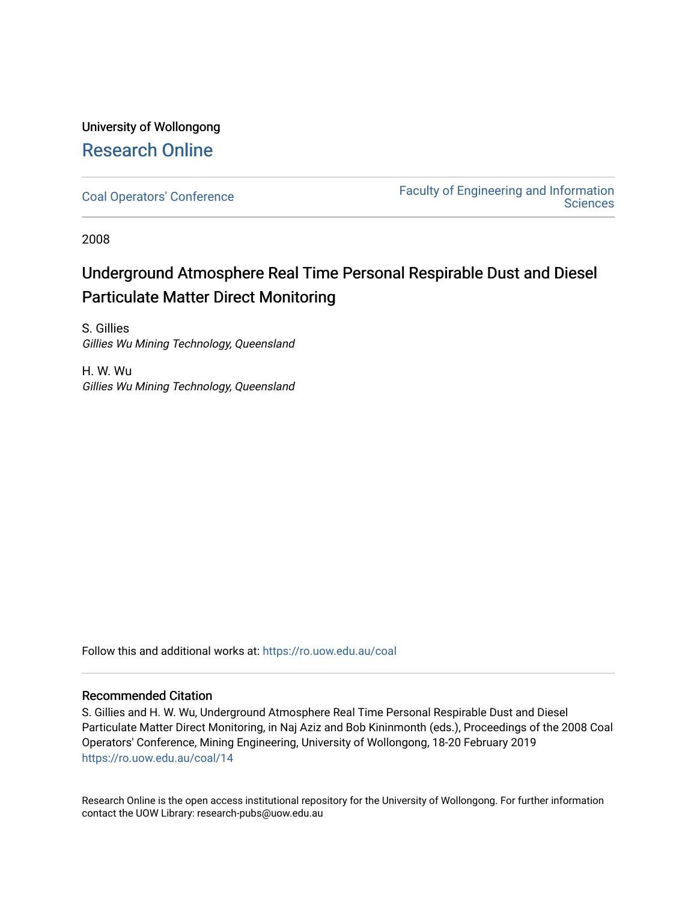University of Wollongong

# Research Online

Coal Operators' Conference

Faculty of Engineering and Information Sciences

2008

## Underground Atmosphere Real Time Personal Respirable Dust and Diesel Particulate Matter Direct Monitoring

S. Gillies
*Gillies Wu Mining Technology, Queensland*

H. W. Wu
*Gillies Wu Mining Technology, Queensland*

Follow this and additional works at: https://ro.uow.edu.au/coal

### Recommended Citation

S. Gillies and H. W. Wu, Underground Atmosphere Real Time Personal Respirable Dust and Diesel Particulate Matter Direct Monitoring, in Naj Aziz and Bob Kininmonth (eds.), Proceedings of the 2008 Coal Operators' Conference, Mining Engineering, University of Wollongong, 18-20 February 2019
https://ro.uow.edu.au/coal/14

Research Online is the open access institutional repository for the University of Wollongong. For further information contact the UOW Library: research-pubs@uow.edu.au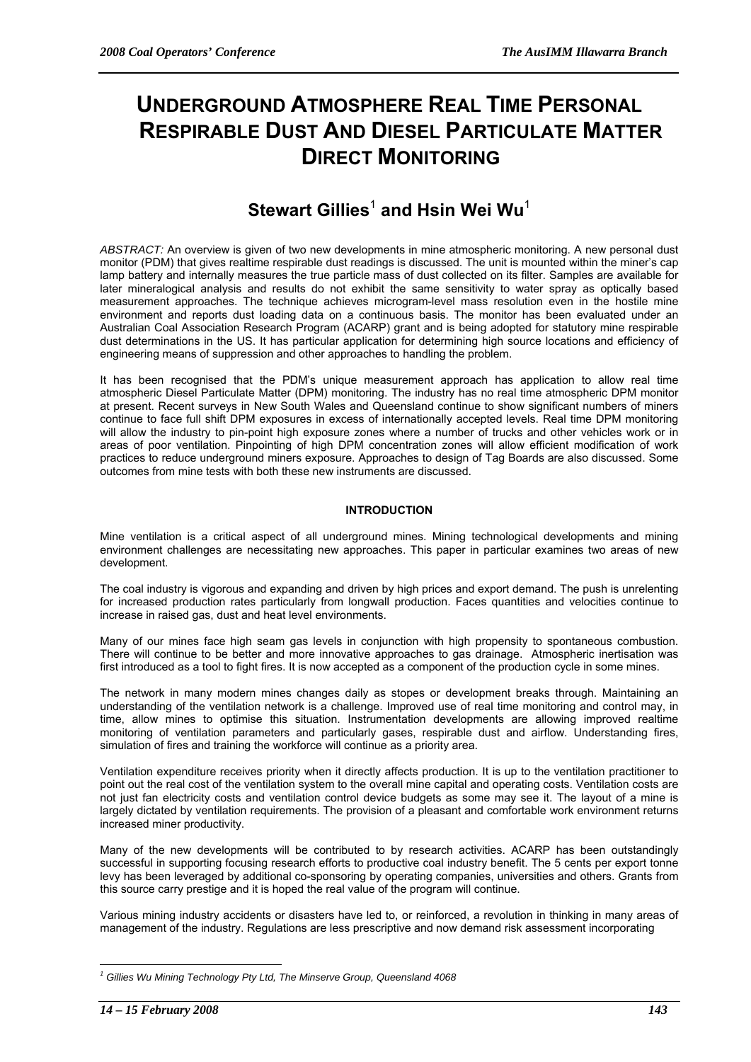# UNDERGROUND ATMOSPHERE REAL TIME PERSONAL RESPIRABLE DUST AND DIESEL PARTICULATE MATTER DIRECT MONITORING

## Stewart Gillies[1] and Hsin Wei Wu[1]

*ABSTRACT:* An overview is given of two new developments in mine atmospheric monitoring. A new personal dust monitor (PDM) that gives realtime respirable dust readings is discussed. The unit is mounted within the miner's cap lamp battery and internally measures the true particle mass of dust collected on its filter. Samples are available for later mineralogical analysis and results do not exhibit the same sensitivity to water spray as optically based measurement approaches. The technique achieves microgram-level mass resolution even in the hostile mine environment and reports dust loading data on a continuous basis. The monitor has been evaluated under an Australian Coal Association Research Program (ACARP) grant and is being adopted for statutory mine respirable dust determinations in the US. It has particular application for determining high source locations and efficiency of engineering means of suppression and other approaches to handling the problem.

It has been recognised that the PDM's unique measurement approach has application to allow real time atmospheric Diesel Particulate Matter (DPM) monitoring. The industry has no real time atmospheric DPM monitor at present. Recent surveys in New South Wales and Queensland continue to show significant numbers of miners continue to face full shift DPM exposures in excess of internationally accepted levels. Real time DPM monitoring will allow the industry to pin-point high exposure zones where a number of trucks and other vehicles work or in areas of poor ventilation. Pinpointing of high DPM concentration zones will allow efficient modification of work practices to reduce underground miners exposure. Approaches to design of Tag Boards are also discussed. Some outcomes from mine tests with both these new instruments are discussed.

### INTRODUCTION

Mine ventilation is a critical aspect of all underground mines. Mining technological developments and mining environment challenges are necessitating new approaches. This paper in particular examines two areas of new development.

The coal industry is vigorous and expanding and driven by high prices and export demand. The push is unrelenting for increased production rates particularly from longwall production. Faces quantities and velocities continue to increase in raised gas, dust and heat level environments.

Many of our mines face high seam gas levels in conjunction with high propensity to spontaneous combustion. There will continue to be better and more innovative approaches to gas drainage. Atmospheric inertisation was first introduced as a tool to fight fires. It is now accepted as a component of the production cycle in some mines.

The network in many modern mines changes daily as stopes or development breaks through. Maintaining an understanding of the ventilation network is a challenge. Improved use of real time monitoring and control may, in time, allow mines to optimise this situation. Instrumentation developments are allowing improved realtime monitoring of ventilation parameters and particularly gases, respirable dust and airflow. Understanding fires, simulation of fires and training the workforce will continue as a priority area.

Ventilation expenditure receives priority when it directly affects production. It is up to the ventilation practitioner to point out the real cost of the ventilation system to the overall mine capital and operating costs. Ventilation costs are not just fan electricity costs and ventilation control device budgets as some may see it. The layout of a mine is largely dictated by ventilation requirements. The provision of a pleasant and comfortable work environment returns increased miner productivity.

Many of the new developments will be contributed to by research activities. ACARP has been outstandingly successful in supporting focusing research efforts to productive coal industry benefit. The 5 cents per export tonne levy has been leveraged by additional co-sponsoring by operating companies, universities and others. Grants from this source carry prestige and it is hoped the real value of the program will continue.

Various mining industry accidents or disasters have led to, or reinforced, a revolution in thinking in many areas of management of the industry. Regulations are less prescriptive and now demand risk assessment incorporating

[1] *Gillies Wu Mining Technology Pty Ltd, The Minserve Group, Queensland 4068*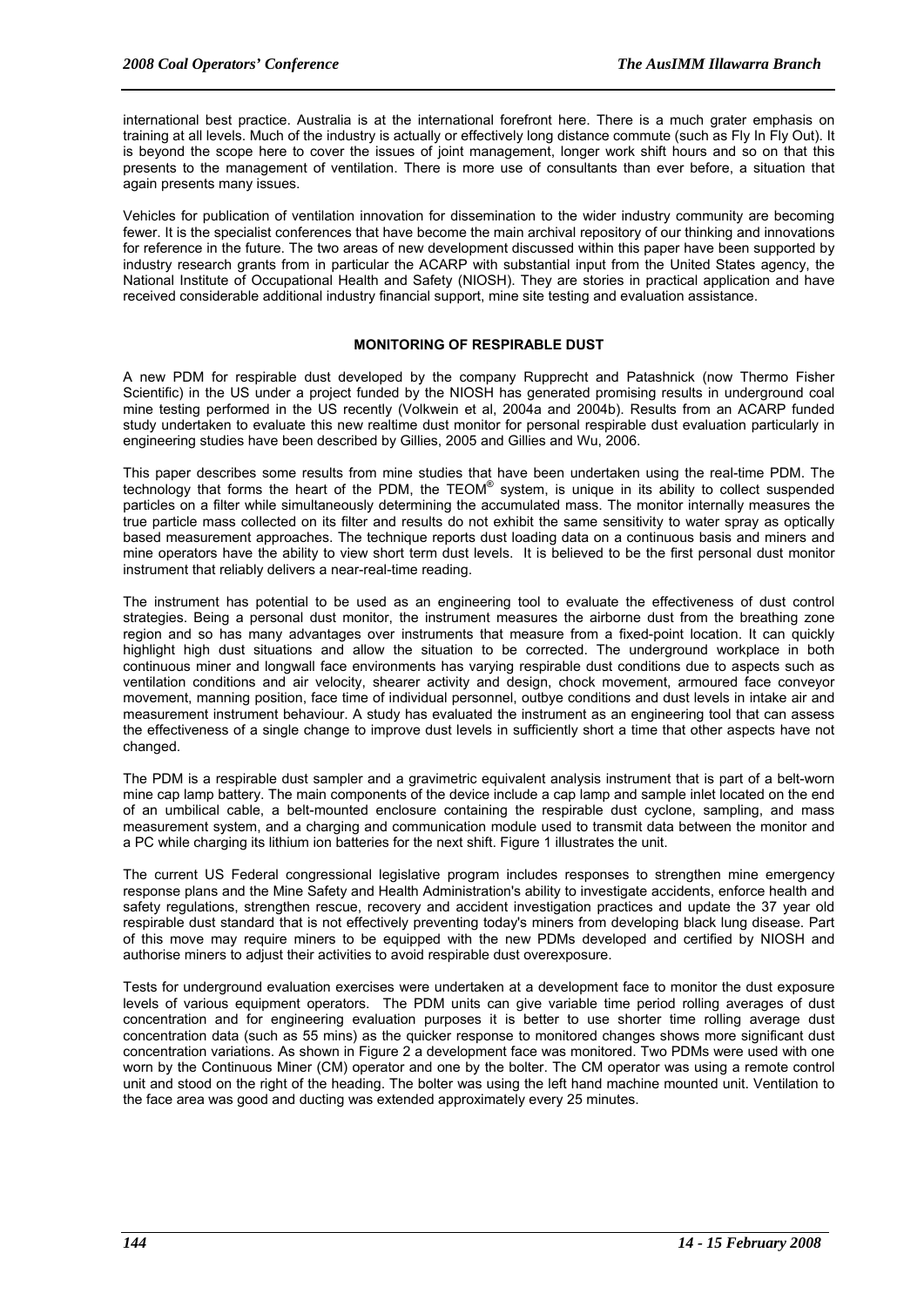international best practice. Australia is at the international forefront here. There is a much grater emphasis on training at all levels. Much of the industry is actually or effectively long distance commute (such as Fly In Fly Out). It is beyond the scope here to cover the issues of joint management, longer work shift hours and so on that this presents to the management of ventilation. There is more use of consultants than ever before, a situation that again presents many issues.

Vehicles for publication of ventilation innovation for dissemination to the wider industry community are becoming fewer. It is the specialist conferences that have become the main archival repository of our thinking and innovations for reference in the future. The two areas of new development discussed within this paper have been supported by industry research grants from in particular the ACARP with substantial input from the United States agency, the National Institute of Occupational Health and Safety (NIOSH). They are stories in practical application and have received considerable additional industry financial support, mine site testing and evaluation assistance.

## MONITORING OF RESPIRABLE DUST

A new PDM for respirable dust developed by the company Rupprecht and Patashnick (now Thermo Fisher Scientific) in the US under a project funded by the NIOSH has generated promising results in underground coal mine testing performed in the US recently (Volkwein et al, 2004a and 2004b). Results from an ACARP funded study undertaken to evaluate this new realtime dust monitor for personal respirable dust evaluation particularly in engineering studies have been described by Gillies, 2005 and Gillies and Wu, 2006.

This paper describes some results from mine studies that have been undertaken using the real-time PDM. The technology that forms the heart of the PDM, the TEOM® system, is unique in its ability to collect suspended particles on a filter while simultaneously determining the accumulated mass. The monitor internally measures the true particle mass collected on its filter and results do not exhibit the same sensitivity to water spray as optically based measurement approaches. The technique reports dust loading data on a continuous basis and miners and mine operators have the ability to view short term dust levels. It is believed to be the first personal dust monitor instrument that reliably delivers a near-real-time reading.

The instrument has potential to be used as an engineering tool to evaluate the effectiveness of dust control strategies. Being a personal dust monitor, the instrument measures the airborne dust from the breathing zone region and so has many advantages over instruments that measure from a fixed-point location. It can quickly highlight high dust situations and allow the situation to be corrected. The underground workplace in both continuous miner and longwall face environments has varying respirable dust conditions due to aspects such as ventilation conditions and air velocity, shearer activity and design, chock movement, armoured face conveyor movement, manning position, face time of individual personnel, outbye conditions and dust levels in intake air and measurement instrument behaviour. A study has evaluated the instrument as an engineering tool that can assess the effectiveness of a single change to improve dust levels in sufficiently short a time that other aspects have not changed.

The PDM is a respirable dust sampler and a gravimetric equivalent analysis instrument that is part of a belt-worn mine cap lamp battery. The main components of the device include a cap lamp and sample inlet located on the end of an umbilical cable, a belt-mounted enclosure containing the respirable dust cyclone, sampling, and mass measurement system, and a charging and communication module used to transmit data between the monitor and a PC while charging its lithium ion batteries for the next shift. Figure 1 illustrates the unit.

The current US Federal congressional legislative program includes responses to strengthen mine emergency response plans and the Mine Safety and Health Administration's ability to investigate accidents, enforce health and safety regulations, strengthen rescue, recovery and accident investigation practices and update the 37 year old respirable dust standard that is not effectively preventing today's miners from developing black lung disease. Part of this move may require miners to be equipped with the new PDMs developed and certified by NIOSH and authorise miners to adjust their activities to avoid respirable dust overexposure.

Tests for underground evaluation exercises were undertaken at a development face to monitor the dust exposure levels of various equipment operators. The PDM units can give variable time period rolling averages of dust concentration and for engineering evaluation purposes it is better to use shorter time rolling average dust concentration data (such as 55 mins) as the quicker response to monitored changes shows more significant dust concentration variations. As shown in Figure 2 a development face was monitored. Two PDMs were used with one worn by the Continuous Miner (CM) operator and one by the bolter. The CM operator was using a remote control unit and stood on the right of the heading. The bolter was using the left hand machine mounted unit. Ventilation to the face area was good and ducting was extended approximately every 25 minutes.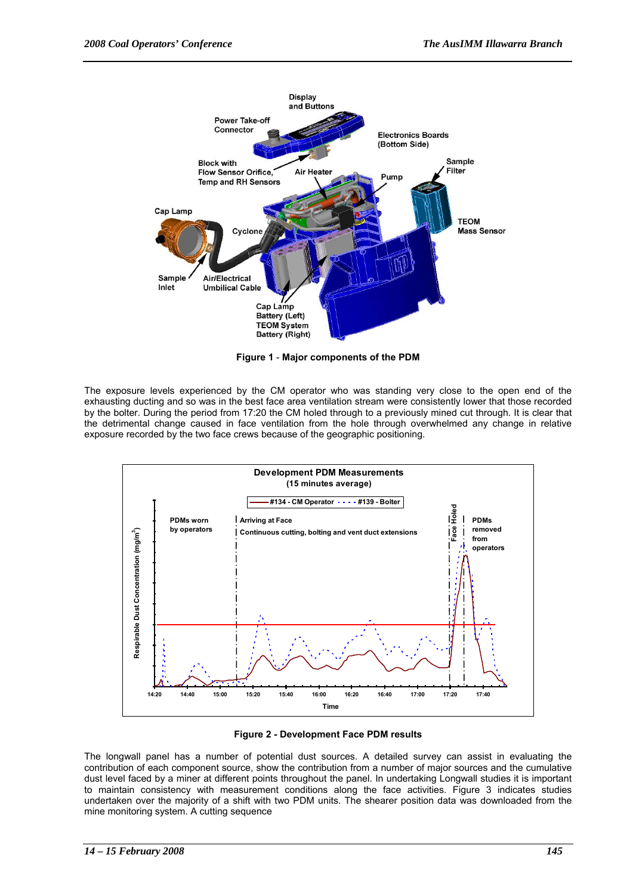**Figure 1 - Major components of the PDM**

The exposure levels experienced by the CM operator who was standing very close to the open end of the exhausting ducting and so was in the best face area ventilation stream were consistently lower that those recorded by the bolter. During the period from 17:20 the CM holed through to a previously mined cut through. It is clear that the detrimental change caused in face ventilation from the hole through overwhelmed any change in relative exposure recorded by the two face crews because of the geographic positioning.

**Figure 2 - Development Face PDM results**

The longwall panel has a number of potential dust sources. A detailed survey can assist in evaluating the contribution of each component source, show the contribution from a number of major sources and the cumulative dust level faced by a miner at different points throughout the panel. In undertaking Longwall studies it is important to maintain consistency with measurement conditions along the face activities. Figure 3 indicates studies undertaken over the majority of a shift with two PDM units. The shearer position data was downloaded from the mine monitoring system. A cutting sequence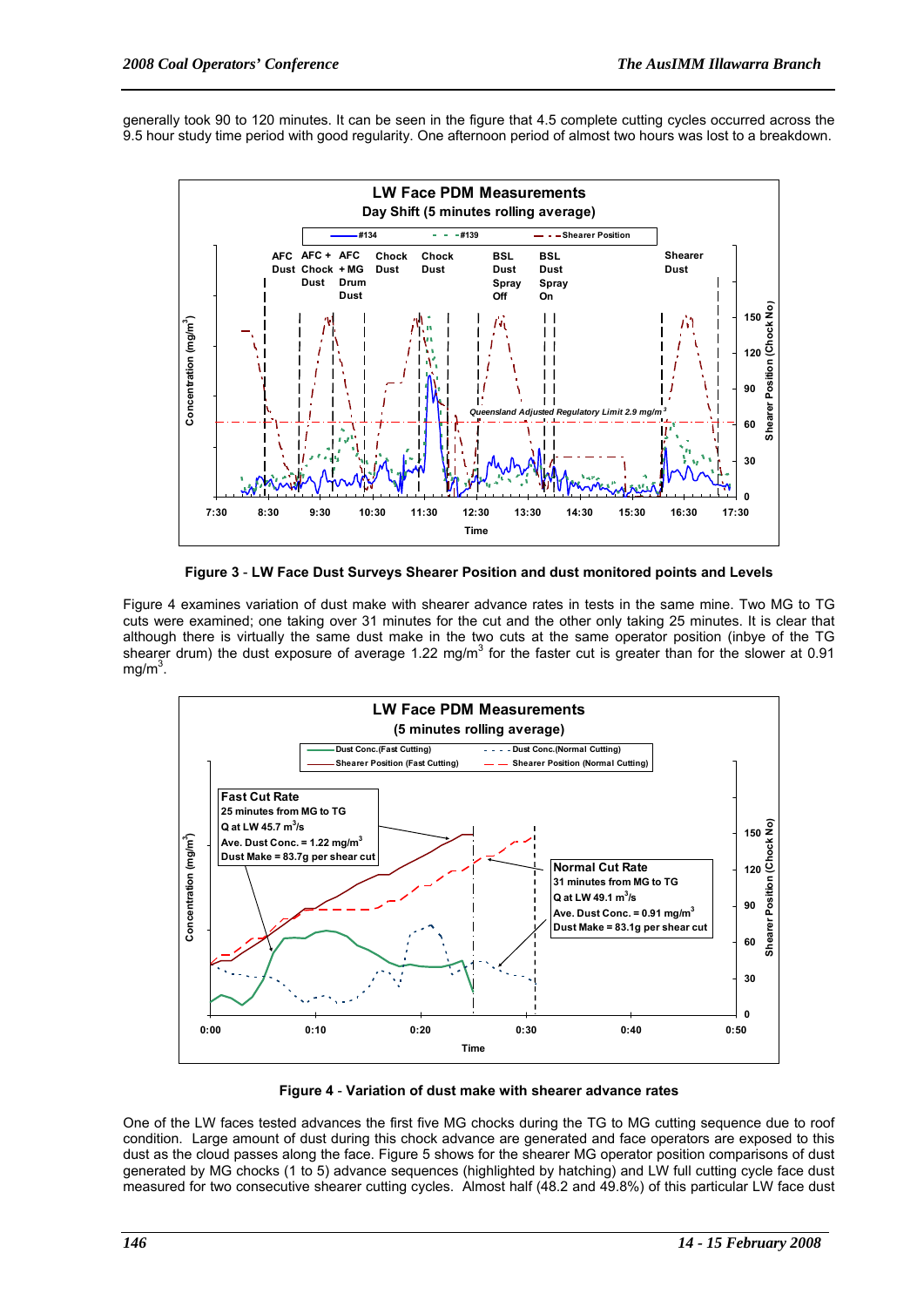generally took 90 to 120 minutes. It can be seen in the figure that 4.5 complete cutting cycles occurred across the 9.5 hour study time period with good regularity. One afternoon period of almost two hours was lost to a breakdown.

**Figure 3** - **LW Face Dust Surveys Shearer Position and dust monitored points and Levels**

Figure 4 examines variation of dust make with shearer advance rates in tests in the same mine. Two MG to TG cuts were examined; one taking over 31 minutes for the cut and the other only taking 25 minutes. It is clear that although there is virtually the same dust make in the two cuts at the same operator position (inbye of the TG shearer drum) the dust exposure of average 1.22 mg/m$^3$ for the faster cut is greater than for the slower at 0.91 mg/m$^3$.

**Figure 4** - **Variation of dust make with shearer advance rates**

One of the LW faces tested advances the first five MG chocks during the TG to MG cutting sequence due to roof condition. Large amount of dust during this chock advance are generated and face operators are exposed to this dust as the cloud passes along the face. Figure 5 shows for the shearer MG operator position comparisons of dust generated by MG chocks (1 to 5) advance sequences (highlighted by hatching) and LW full cutting cycle face dust measured for two consecutive shearer cutting cycles. Almost half (48.2 and 49.8%) of this particular LW face dust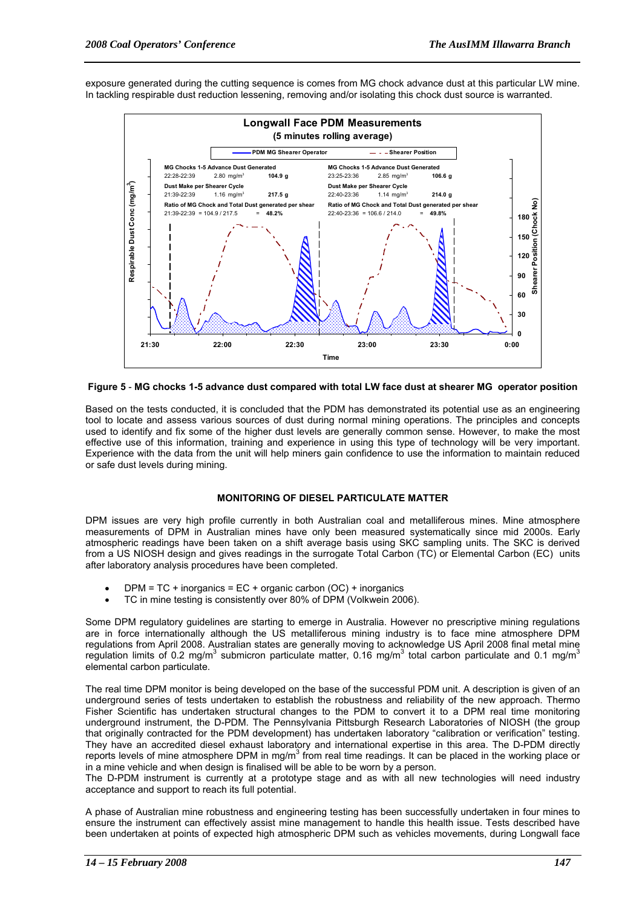exposure generated during the cutting sequence is comes from MG chock advance dust at this particular LW mine. In tackling respirable dust reduction lessening, removing and/or isolating this chock dust source is warranted.

**Figure 5** - **MG chocks 1-5 advance dust compared with total LW face dust at shearer MG operator position**

Based on the tests conducted, it is concluded that the PDM has demonstrated its potential use as an engineering tool to locate and assess various sources of dust during normal mining operations. The principles and concepts used to identify and fix some of the higher dust levels are generally common sense. However, to make the most effective use of this information, training and experience in using this type of technology will be very important. Experience with the data from the unit will help miners gain confidence to use the information to maintain reduced or safe dust levels during mining.

## MONITORING OF DIESEL PARTICULATE MATTER

DPM issues are very high profile currently in both Australian coal and metalliferous mines. Mine atmosphere measurements of DPM in Australian mines have only been measured systematically since mid 2000s. Early atmospheric readings have been taken on a shift average basis using SKC sampling units. The SKC is derived from a US NIOSH design and gives readings in the surrogate Total Carbon (TC) or Elemental Carbon (EC) units after laboratory analysis procedures have been completed.

- DPM = TC + inorganics = EC + organic carbon (OC) + inorganics
- TC in mine testing is consistently over 80% of DPM (Volkwein 2006).

Some DPM regulatory guidelines are starting to emerge in Australia. However no prescriptive mining regulations are in force internationally although the US metalliferous mining industry is to face mine atmosphere DPM regulations from April 2008. Australian states are generally moving to acknowledge US April 2008 final metal mine regulation limits of 0.2 mg/m$^3$ submicron particulate matter, 0.16 mg/m$^3$ total carbon particulate and 0.1 mg/m$^3$ elemental carbon particulate.

The real time DPM monitor is being developed on the base of the successful PDM unit. A description is given of an underground series of tests undertaken to establish the robustness and reliability of the new approach. Thermo Fisher Scientific has undertaken structural changes to the PDM to convert it to a DPM real time monitoring underground instrument, the D-PDM. The Pennsylvania Pittsburgh Research Laboratories of NIOSH (the group that originally contracted for the PDM development) has undertaken laboratory "calibration or verification" testing. They have an accredited diesel exhaust laboratory and international expertise in this area. The D-PDM directly reports levels of mine atmosphere DPM in mg/m$^3$ from real time readings. It can be placed in the working place or in a mine vehicle and when design is finalised will be able to be worn by a person.
The D-PDM instrument is currently at a prototype stage and as with all new technologies will need industry acceptance and support to reach its full potential.

A phase of Australian mine robustness and engineering testing has been successfully undertaken in four mines to ensure the instrument can effectively assist mine management to handle this health issue. Tests described have been undertaken at points of expected high atmospheric DPM such as vehicles movements, during Longwall face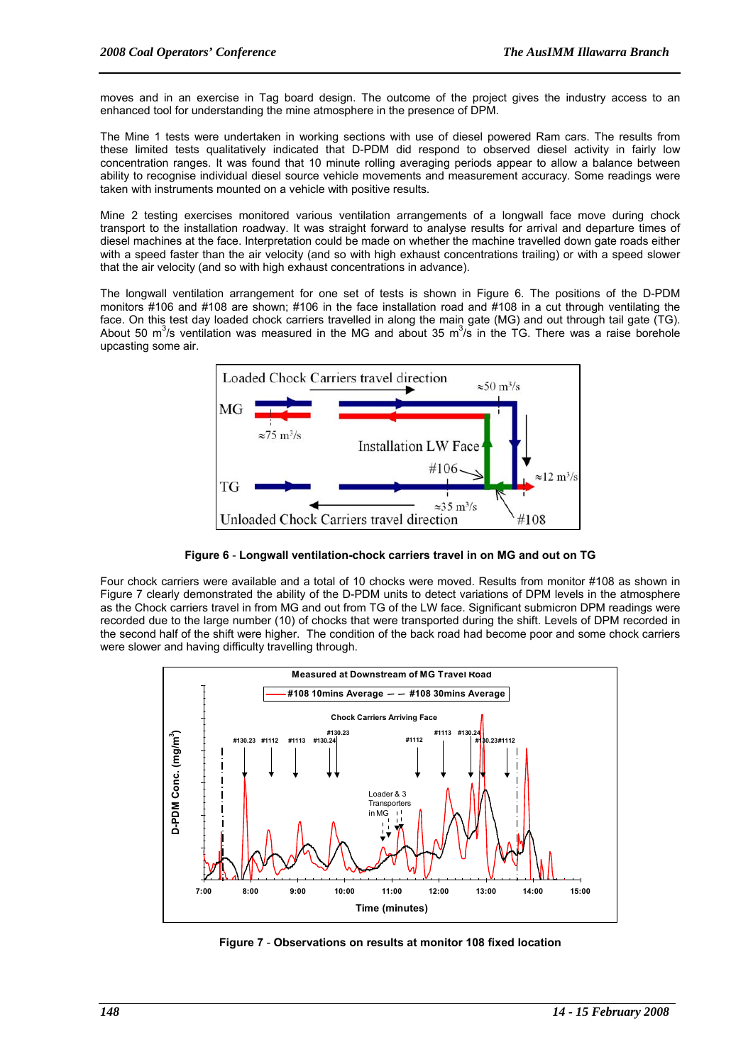moves and in an exercise in Tag board design. The outcome of the project gives the industry access to an enhanced tool for understanding the mine atmosphere in the presence of DPM.

The Mine 1 tests were undertaken in working sections with use of diesel powered Ram cars. The results from these limited tests qualitatively indicated that D-PDM did respond to observed diesel activity in fairly low concentration ranges. It was found that 10 minute rolling averaging periods appear to allow a balance between ability to recognise individual diesel source vehicle movements and measurement accuracy. Some readings were taken with instruments mounted on a vehicle with positive results.

Mine 2 testing exercises monitored various ventilation arrangements of a longwall face move during chock transport to the installation roadway. It was straight forward to analyse results for arrival and departure times of diesel machines at the face. Interpretation could be made on whether the machine travelled down gate roads either with a speed faster than the air velocity (and so with high exhaust concentrations trailing) or with a speed slower that the air velocity (and so with high exhaust concentrations in advance).

The longwall ventilation arrangement for one set of tests is shown in Figure 6. The positions of the D-PDM monitors #106 and #108 are shown; #106 in the face installation road and #108 in a cut through ventilating the face. On this test day loaded chock carriers travelled in along the main gate (MG) and out through tail gate (TG). About 50 $m^3/s$ ventilation was measured in the MG and about 35 $m^3/s$ in the TG. There was a raise borehole upcasting some air.

**Figure 6** - **Longwall ventilation-chock carriers travel in on MG and out on TG**

Four chock carriers were available and a total of 10 chocks were moved. Results from monitor #108 as shown in Figure 7 clearly demonstrated the ability of the D-PDM units to detect variations of DPM levels in the atmosphere as the Chock carriers travel in from MG and out from TG of the LW face. Significant submicron DPM readings were recorded due to the large number (10) of chocks that were transported during the shift. Levels of DPM recorded in the second half of the shift were higher. The condition of the back road had become poor and some chock carriers were slower and having difficulty travelling through.

**Figure 7** - **Observations on results at monitor 108 fixed location**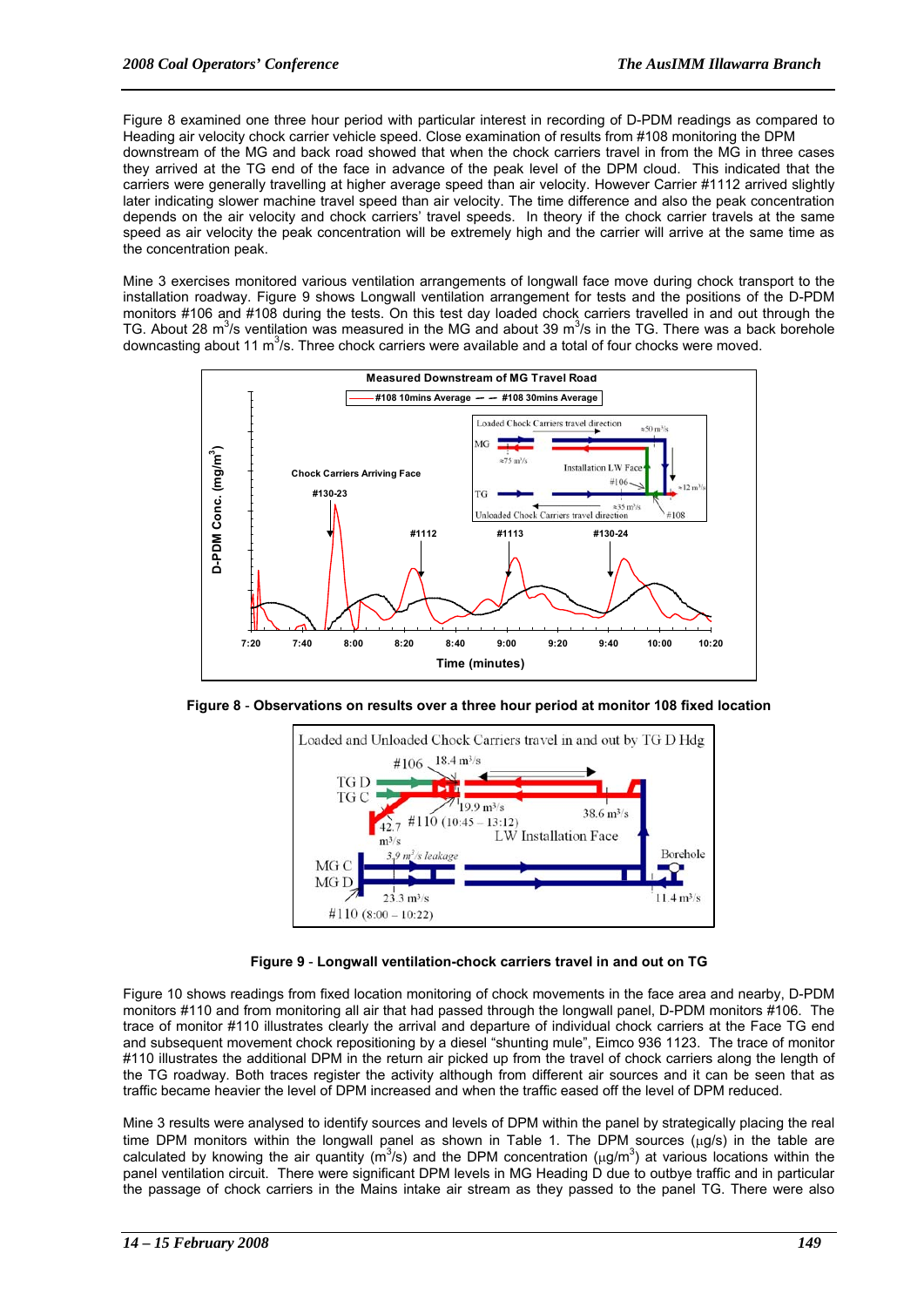Figure 8 examined one three hour period with particular interest in recording of D-PDM readings as compared to Heading air velocity chock carrier vehicle speed. Close examination of results from #108 monitoring the DPM downstream of the MG and back road showed that when the chock carriers travel in from the MG in three cases they arrived at the TG end of the face in advance of the peak level of the DPM cloud. This indicated that the carriers were generally travelling at higher average speed than air velocity. However Carrier #1112 arrived slightly later indicating slower machine travel speed than air velocity. The time difference and also the peak concentration depends on the air velocity and chock carriers' travel speeds. In theory if the chock carrier travels at the same speed as air velocity the peak concentration will be extremely high and the carrier will arrive at the same time as the concentration peak.

Mine 3 exercises monitored various ventilation arrangements of longwall face move during chock transport to the installation roadway. Figure 9 shows Longwall ventilation arrangement for tests and the positions of the D-PDM monitors #106 and #108 during the tests. On this test day loaded chock carriers travelled in and out through the TG. About 28 $m^3$/s ventilation was measured in the MG and about 39 $m^3$/s in the TG. There was a back borehole downcasting about 11 $m^3$/s. Three chock carriers were available and a total of four chocks were moved.

**Figure 8** - **Observations on results over a three hour period at monitor 108 fixed location**

**Figure 9** - **Longwall ventilation-chock carriers travel in and out on TG**

Figure 10 shows readings from fixed location monitoring of chock movements in the face area and nearby, D-PDM monitors #110 and from monitoring all air that had passed through the longwall panel, D-PDM monitors #106. The trace of monitor #110 illustrates clearly the arrival and departure of individual chock carriers at the Face TG end and subsequent movement chock repositioning by a diesel "shunting mule", Eimco 936 1123. The trace of monitor #110 illustrates the additional DPM in the return air picked up from the travel of chock carriers along the length of the TG roadway. Both traces register the activity although from different air sources and it can be seen that as traffic became heavier the level of DPM increased and when the traffic eased off the level of DPM reduced.

Mine 3 results were analysed to identify sources and levels of DPM within the panel by strategically placing the real time DPM monitors within the longwall panel as shown in Table 1. The DPM sources (μg/s) in the table are calculated by knowing the air quantity ($m^3$/s) and the DPM concentration (μg/$m^3$) at various locations within the panel ventilation circuit. There were significant DPM levels in MG Heading D due to outbye traffic and in particular the passage of chock carriers in the Mains intake air stream as they passed to the panel TG. There were also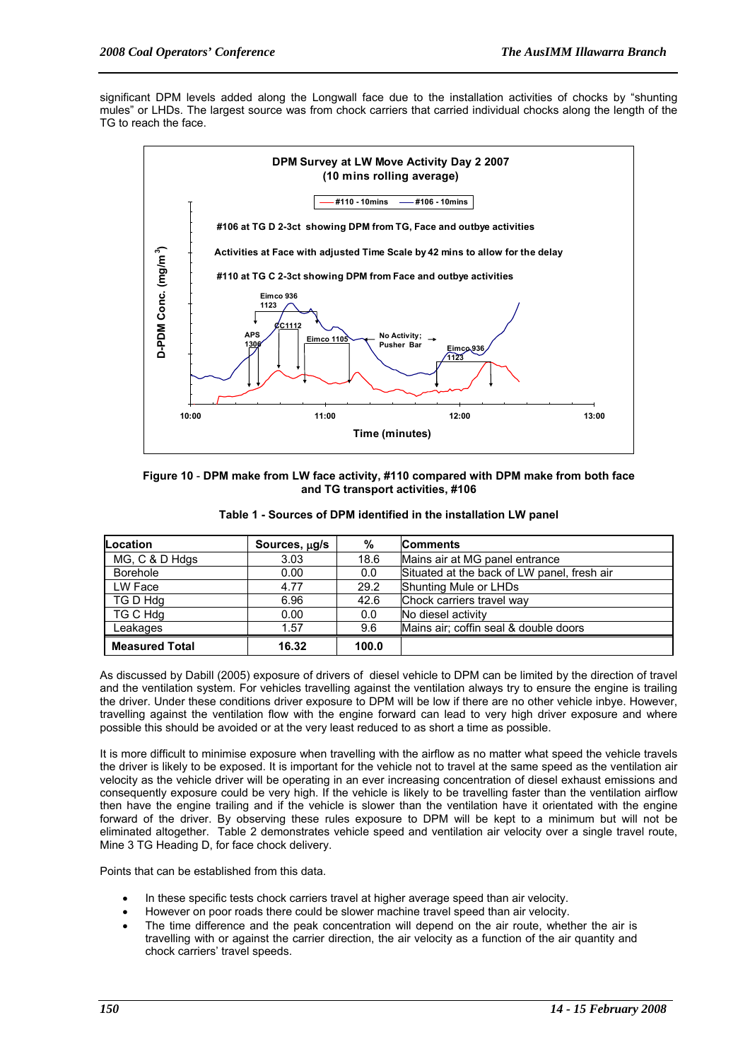significant DPM levels added along the Longwall face due to the installation activities of chocks by "shunting mules" or LHDs. The largest source was from chock carriers that carried individual chocks along the length of the TG to reach the face.

Figure 10 - DPM make from LW face activity, #110 compared with DPM make from both face and TG transport activities, #106

Table 1 - Sources of DPM identified in the installation LW panel

| Location | Sources, μg/s | % | Comments |
|---|---|---|---|
| MG, C & D Hdgs | 3.03 | 18.6 | Mains air at MG panel entrance |
| Borehole | 0.00 | 0.0 | Situated at the back of LW panel, fresh air |
| LW Face | 4.77 | 29.2 | Shunting Mule or LHDs |
| TG D Hdg | 6.96 | 42.6 | Chock carriers travel way |
| TG C Hdg | 0.00 | 0.0 | No diesel activity |
| Leakages | 1.57 | 9.6 | Mains air; coffin seal & double doors |
| **Measured Total** | **16.32** | **100.0** | |

As discussed by Dabill (2005) exposure of drivers of diesel vehicle to DPM can be limited by the direction of travel and the ventilation system. For vehicles travelling against the ventilation always try to ensure the engine is trailing the driver. Under these conditions driver exposure to DPM will be low if there are no other vehicle inbye. However, travelling against the ventilation flow with the engine forward can lead to very high driver exposure and where possible this should be avoided or at the very least reduced to as short a time as possible.

It is more difficult to minimise exposure when travelling with the airflow as no matter what speed the vehicle travels the driver is likely to be exposed. It is important for the vehicle not to travel at the same speed as the ventilation air velocity as the vehicle driver will be operating in an ever increasing concentration of diesel exhaust emissions and consequently exposure could be very high. If the vehicle is likely to be travelling faster than the ventilation airflow then have the engine trailing and if the vehicle is slower than the ventilation have it orientated with the engine forward of the driver. By observing these rules exposure to DPM will be kept to a minimum but will not be eliminated altogether. Table 2 demonstrates vehicle speed and ventilation air velocity over a single travel route, Mine 3 TG Heading D, for face chock delivery.

Points that can be established from this data.

- In these specific tests chock carriers travel at higher average speed than air velocity.
- However on poor roads there could be slower machine travel speed than air velocity.
- The time difference and the peak concentration will depend on the air route, whether the air is travelling with or against the carrier direction, the air velocity as a function of the air quantity and chock carriers' travel speeds.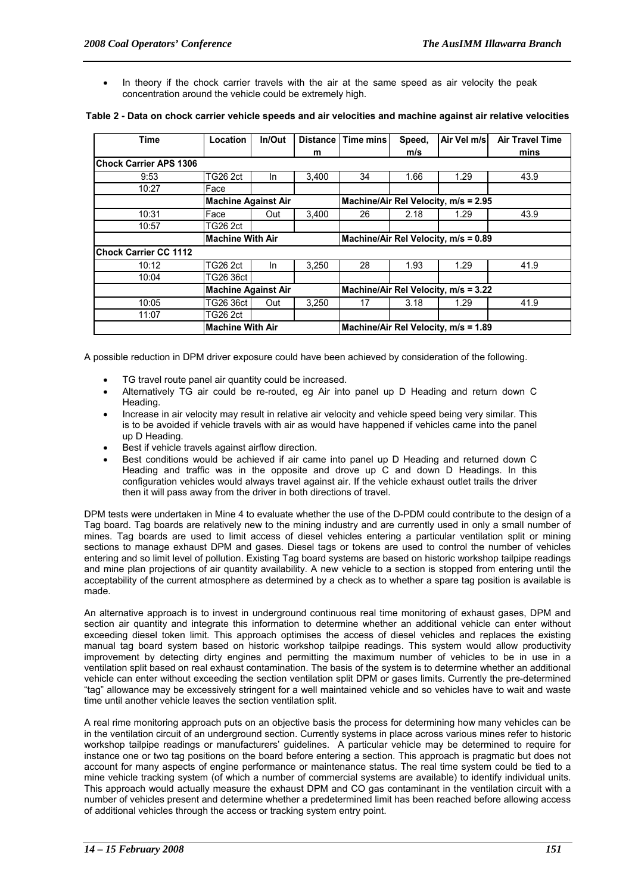- In theory if the chock carrier travels with the air at the same speed as air velocity the peak concentration around the vehicle could be extremely high.

**Table 2 - Data on chock carrier vehicle speeds and air velocities and machine against air relative velocities**

| Time | Location | In/Out | Distance m | Time mins | Speed, m/s | Air Vel m/s | Air Travel Time mins |
|---|---|---|---|---|---|---|---|
| **Chock Carrier APS 1306** | | | | | | | |
| 9:53 | TG26 2ct | In | 3,400 | 34 | 1.66 | 1.29 | 43.9 |
| 10:27 | Face | | | | | | |
| | **Machine Against Air** | | | **Machine/Air Rel Velocity, m/s = 2.95** | | | |
| 10:31 | Face | Out | 3,400 | 26 | 2.18 | 1.29 | 43.9 |
| 10:57 | TG26 2ct | | | | | | |
| | **Machine With Air** | | | **Machine/Air Rel Velocity, m/s = 0.89** | | | |
| **Chock Carrier CC 1112** | | | | | | | |
| 10:12 | TG26 2ct | In | 3,250 | 28 | 1.93 | 1.29 | 41.9 |
| 10:04 | TG26 36ct | | | | | | |
| | **Machine Against Air** | | | **Machine/Air Rel Velocity, m/s = 3.22** | | | |
| 10:05 | TG26 36ct | Out | 3,250 | 17 | 3.18 | 1.29 | 41.9 |
| 11:07 | TG26 2ct | | | | | | |
| | **Machine With Air** | | | **Machine/Air Rel Velocity, m/s = 1.89** | | | |

A possible reduction in DPM driver exposure could have been achieved by consideration of the following.

- TG travel route panel air quantity could be increased.
- Alternatively TG air could be re-routed, eg Air into panel up D Heading and return down C Heading.
- Increase in air velocity may result in relative air velocity and vehicle speed being very similar. This is to be avoided if vehicle travels with air as would have happened if vehicles came into the panel up D Heading.
- Best if vehicle travels against airflow direction.
- Best conditions would be achieved if air came into panel up D Heading and returned down C Heading and traffic was in the opposite and drove up C and down D Headings. In this configuration vehicles would always travel against air. If the vehicle exhaust outlet trails the driver then it will pass away from the driver in both directions of travel.

DPM tests were undertaken in Mine 4 to evaluate whether the use of the D-PDM could contribute to the design of a Tag board. Tag boards are relatively new to the mining industry and are currently used in only a small number of mines. Tag boards are used to limit access of diesel vehicles entering a particular ventilation split or mining sections to manage exhaust DPM and gases. Diesel tags or tokens are used to control the number of vehicles entering and so limit level of pollution. Existing Tag board systems are based on historic workshop tailpipe readings and mine plan projections of air quantity availability. A new vehicle to a section is stopped from entering until the acceptability of the current atmosphere as determined by a check as to whether a spare tag position is available is made.

An alternative approach is to invest in underground continuous real time monitoring of exhaust gases, DPM and section air quantity and integrate this information to determine whether an additional vehicle can enter without exceeding diesel token limit. This approach optimises the access of diesel vehicles and replaces the existing manual tag board system based on historic workshop tailpipe readings. This system would allow productivity improvement by detecting dirty engines and permitting the maximum number of vehicles to be in use in a ventilation split based on real exhaust contamination. The basis of the system is to determine whether an additional vehicle can enter without exceeding the section ventilation split DPM or gases limits. Currently the pre-determined "tag" allowance may be excessively stringent for a well maintained vehicle and so vehicles have to wait and waste time until another vehicle leaves the section ventilation split.

A real rime monitoring approach puts on an objective basis the process for determining how many vehicles can be in the ventilation circuit of an underground section. Currently systems in place across various mines refer to historic workshop tailpipe readings or manufacturers' guidelines. A particular vehicle may be determined to require for instance one or two tag positions on the board before entering a section. This approach is pragmatic but does not account for many aspects of engine performance or maintenance status. The real time system could be tied to a mine vehicle tracking system (of which a number of commercial systems are available) to identify individual units. This approach would actually measure the exhaust DPM and CO gas contaminant in the ventilation circuit with a number of vehicles present and determine whether a predetermined limit has been reached before allowing access of additional vehicles through the access or tracking system entry point.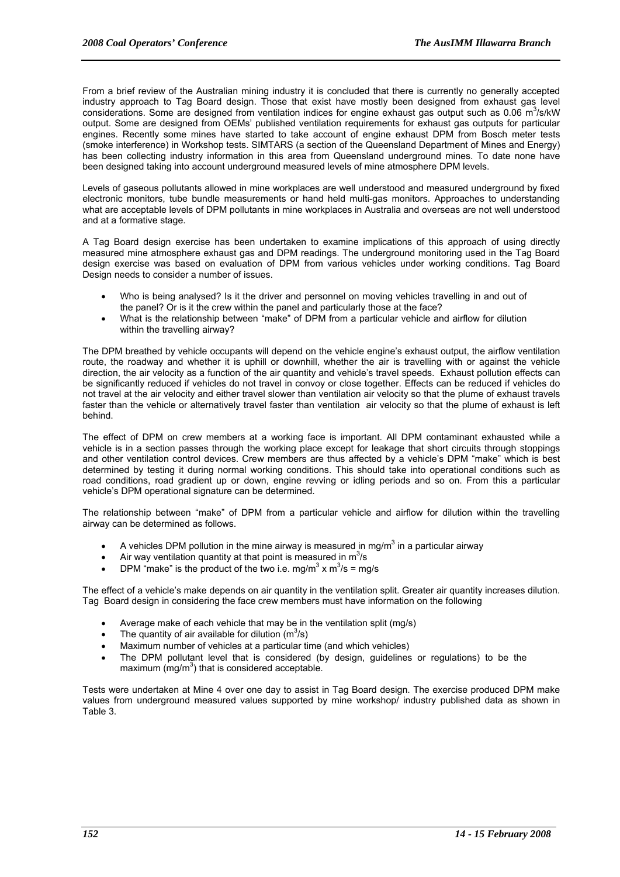From a brief review of the Australian mining industry it is concluded that there is currently no generally accepted industry approach to Tag Board design. Those that exist have mostly been designed from exhaust gas level considerations. Some are designed from ventilation indices for engine exhaust gas output such as 0.06 $m^3$/s/kW output. Some are designed from OEMs' published ventilation requirements for exhaust gas outputs for particular engines. Recently some mines have started to take account of engine exhaust DPM from Bosch meter tests (smoke interference) in Workshop tests. SIMTARS (a section of the Queensland Department of Mines and Energy) has been collecting industry information in this area from Queensland underground mines. To date none have been designed taking into account underground measured levels of mine atmosphere DPM levels.

Levels of gaseous pollutants allowed in mine workplaces are well understood and measured underground by fixed electronic monitors, tube bundle measurements or hand held multi-gas monitors. Approaches to understanding what are acceptable levels of DPM pollutants in mine workplaces in Australia and overseas are not well understood and at a formative stage.

A Tag Board design exercise has been undertaken to examine implications of this approach of using directly measured mine atmosphere exhaust gas and DPM readings. The underground monitoring used in the Tag Board design exercise was based on evaluation of DPM from various vehicles under working conditions. Tag Board Design needs to consider a number of issues.

- Who is being analysed? Is it the driver and personnel on moving vehicles travelling in and out of the panel? Or is it the crew within the panel and particularly those at the face?
- What is the relationship between "make" of DPM from a particular vehicle and airflow for dilution within the travelling airway?

The DPM breathed by vehicle occupants will depend on the vehicle engine's exhaust output, the airflow ventilation route, the roadway and whether it is uphill or downhill, whether the air is travelling with or against the vehicle direction, the air velocity as a function of the air quantity and vehicle's travel speeds. Exhaust pollution effects can be significantly reduced if vehicles do not travel in convoy or close together. Effects can be reduced if vehicles do not travel at the air velocity and either travel slower than ventilation air velocity so that the plume of exhaust travels faster than the vehicle or alternatively travel faster than ventilation air velocity so that the plume of exhaust is left behind.

The effect of DPM on crew members at a working face is important. All DPM contaminant exhausted while a vehicle is in a section passes through the working place except for leakage that short circuits through stoppings and other ventilation control devices. Crew members are thus affected by a vehicle's DPM "make" which is best determined by testing it during normal working conditions. This should take into operational conditions such as road conditions, road gradient up or down, engine revving or idling periods and so on. From this a particular vehicle's DPM operational signature can be determined.

The relationship between "make" of DPM from a particular vehicle and airflow for dilution within the travelling airway can be determined as follows.

- A vehicles DPM pollution in the mine airway is measured in mg/$m^3$ in a particular airway
- Air way ventilation quantity at that point is measured in $m^3$/s
- DPM "make" is the product of the two i.e. mg/$m^3$ x $m^3$/s = mg/s

The effect of a vehicle's make depends on air quantity in the ventilation split. Greater air quantity increases dilution. Tag Board design in considering the face crew members must have information on the following

- Average make of each vehicle that may be in the ventilation split (mg/s)
- The quantity of air available for dilution ($m^3$/s)
- Maximum number of vehicles at a particular time (and which vehicles)
- The DPM pollutant level that is considered (by design, guidelines or regulations) to be the maximum (mg/$m^3$) that is considered acceptable.

Tests were undertaken at Mine 4 over one day to assist in Tag Board design. The exercise produced DPM make values from underground measured values supported by mine workshop/ industry published data as shown in Table 3.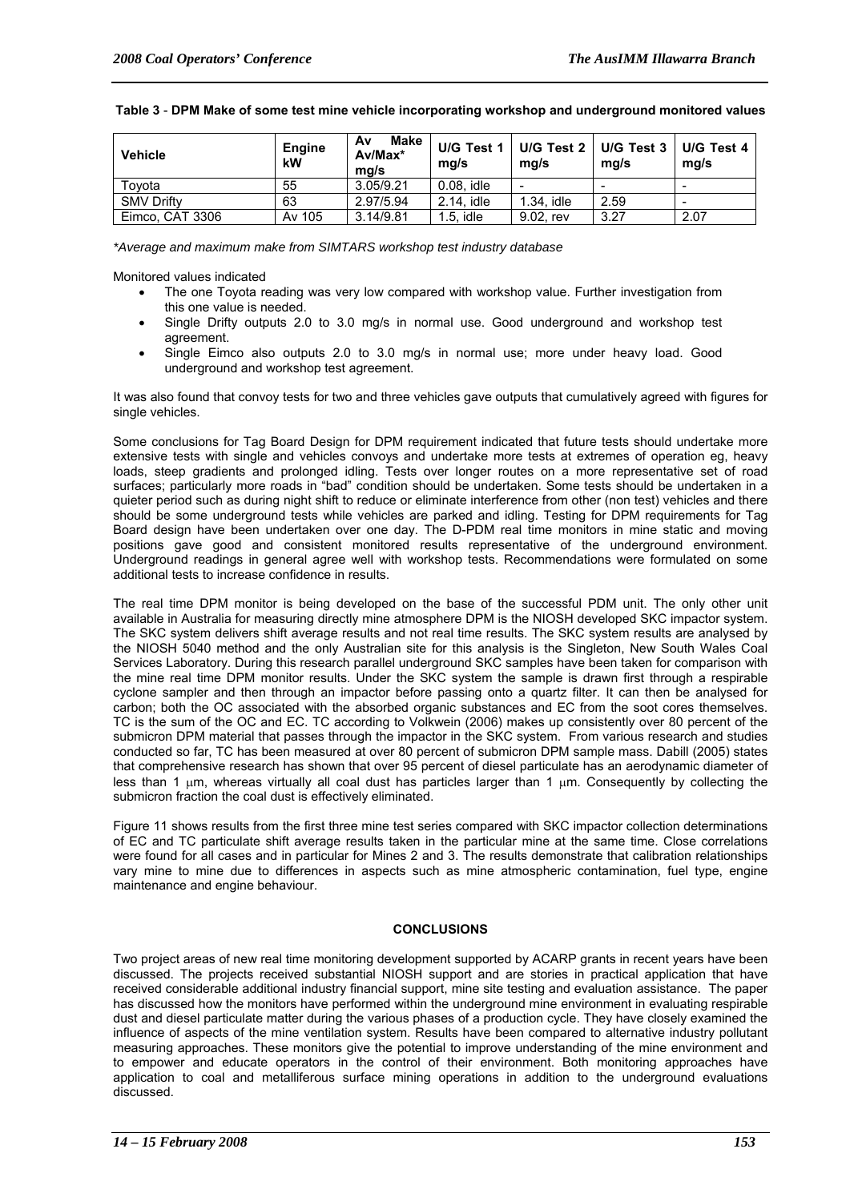**Table 3** - **DPM Make of some test mine vehicle incorporating workshop and underground monitored values**

| Vehicle | Engine kW | Av Make Av/Max* mg/s | U/G Test 1 mg/s | U/G Test 2 mg/s | U/G Test 3 mg/s | U/G Test 4 mg/s |
|---|---|---|---|---|---|---|
| Toyota | 55 | 3.05/9.21 | 0.08, idle | - | - | - |
| SMV Drifty | 63 | 2.97/5.94 | 2.14, idle | 1.34, idle | 2.59 | - |
| Eimco, CAT 3306 | Av 105 | 3.14/9.81 | 1.5, idle | 9.02, rev | 3.27 | 2.07 |

*\*Average and maximum make from SIMTARS workshop test industry database*

Monitored values indicated

- The one Toyota reading was very low compared with workshop value. Further investigation from this one value is needed.
- Single Drifty outputs 2.0 to 3.0 mg/s in normal use. Good underground and workshop test agreement.
- Single Eimco also outputs 2.0 to 3.0 mg/s in normal use; more under heavy load. Good underground and workshop test agreement.

It was also found that convoy tests for two and three vehicles gave outputs that cumulatively agreed with figures for single vehicles.

Some conclusions for Tag Board Design for DPM requirement indicated that future tests should undertake more extensive tests with single and vehicles convoys and undertake more tests at extremes of operation eg, heavy loads, steep gradients and prolonged idling. Tests over longer routes on a more representative set of road surfaces; particularly more roads in "bad" condition should be undertaken. Some tests should be undertaken in a quieter period such as during night shift to reduce or eliminate interference from other (non test) vehicles and there should be some underground tests while vehicles are parked and idling. Testing for DPM requirements for Tag Board design have been undertaken over one day. The D-PDM real time monitors in mine static and moving positions gave good and consistent monitored results representative of the underground environment. Underground readings in general agree well with workshop tests. Recommendations were formulated on some additional tests to increase confidence in results.

The real time DPM monitor is being developed on the base of the successful PDM unit. The only other unit available in Australia for measuring directly mine atmosphere DPM is the NIOSH developed SKC impactor system. The SKC system delivers shift average results and not real time results. The SKC system results are analysed by the NIOSH 5040 method and the only Australian site for this analysis is the Singleton, New South Wales Coal Services Laboratory. During this research parallel underground SKC samples have been taken for comparison with the mine real time DPM monitor results. Under the SKC system the sample is drawn first through a respirable cyclone sampler and then through an impactor before passing onto a quartz filter. It can then be analysed for carbon; both the OC associated with the absorbed organic substances and EC from the soot cores themselves. TC is the sum of the OC and EC. TC according to Volkwein (2006) makes up consistently over 80 percent of the submicron DPM material that passes through the impactor in the SKC system. From various research and studies conducted so far, TC has been measured at over 80 percent of submicron DPM sample mass. Dabill (2005) states that comprehensive research has shown that over 95 percent of diesel particulate has an aerodynamic diameter of less than 1 μm, whereas virtually all coal dust has particles larger than 1 μm. Consequently by collecting the submicron fraction the coal dust is effectively eliminated.

Figure 11 shows results from the first three mine test series compared with SKC impactor collection determinations of EC and TC particulate shift average results taken in the particular mine at the same time. Close correlations were found for all cases and in particular for Mines 2 and 3. The results demonstrate that calibration relationships vary mine to mine due to differences in aspects such as mine atmospheric contamination, fuel type, engine maintenance and engine behaviour.

## CONCLUSIONS

Two project areas of new real time monitoring development supported by ACARP grants in recent years have been discussed. The projects received substantial NIOSH support and are stories in practical application that have received considerable additional industry financial support, mine site testing and evaluation assistance. The paper has discussed how the monitors have performed within the underground mine environment in evaluating respirable dust and diesel particulate matter during the various phases of a production cycle. They have closely examined the influence of aspects of the mine ventilation system. Results have been compared to alternative industry pollutant measuring approaches. These monitors give the potential to improve understanding of the mine environment and to empower and educate operators in the control of their environment. Both monitoring approaches have application to coal and metalliferous surface mining operations in addition to the underground evaluations discussed.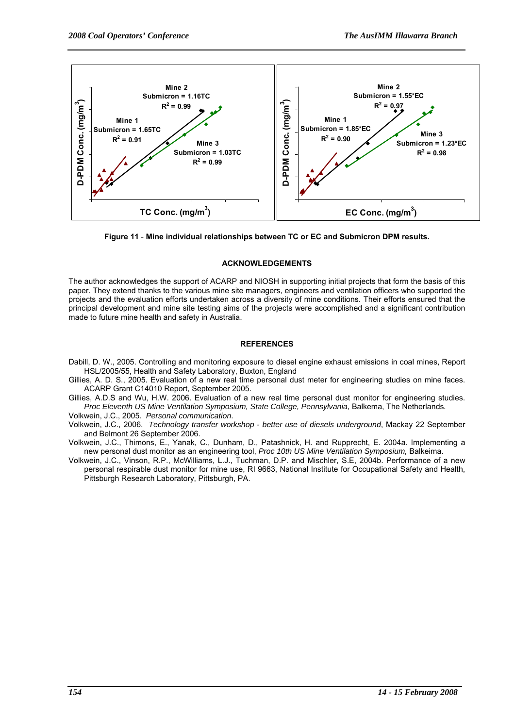D-PDM Conc. (mg/m$^3$)

Mine 2
Submicron = 1.16TC
$R^2$ = 0.99

Mine 1
Submicron = 1.65TC
$R^2$ = 0.91

Mine 3
Submicron = 1.03TC
$R^2$ = 0.99

TC Conc. (mg/m$^3$)

D-PDM Conc. (mg/m$^3$)

Mine 2
Submicron = 1.55*EC
$R^2$ = 0.97

Mine 1
Submicron = 1.85*EC
$R^2$ = 0.90

Mine 3
Submicron = 1.23*EC
$R^2$ = 0.98

EC Conc. (mg/m$^3$)

**Figure 11** - **Mine individual relationships between TC or EC and Submicron DPM results.**

## ACKNOWLEDGEMENTS

The author acknowledges the support of ACARP and NIOSH in supporting initial projects that form the basis of this paper. They extend thanks to the various mine site managers, engineers and ventilation officers who supported the projects and the evaluation efforts undertaken across a diversity of mine conditions. Their efforts ensured that the principal development and mine site testing aims of the projects were accomplished and a significant contribution made to future mine health and safety in Australia.

## REFERENCES

Dabill, D. W., 2005. Controlling and monitoring exposure to diesel engine exhaust emissions in coal mines, Report HSL/2005/55, Health and Safety Laboratory, Buxton, England

Gillies, A. D. S., 2005. Evaluation of a new real time personal dust meter for engineering studies on mine faces. ACARP Grant C14010 Report, September 2005.

Gillies, A.D.S and Wu, H.W. 2006. Evaluation of a new real time personal dust monitor for engineering studies. *Proc Eleventh US Mine Ventilation Symposium, State College, Pennsylvania,* Balkema, The Netherlands.

Volkwein, J.C., 2005. *Personal communication*.

Volkwein, J.C., 2006. *Technology transfer workshop - better use of diesels underground*, Mackay 22 September and Belmont 26 September 2006.

Volkwein, J.C., Thimons, E., Yanak, C., Dunham, D., Patashnick, H. and Rupprecht, E. 2004a. Implementing a new personal dust monitor as an engineering tool, *Proc 10th US Mine Ventilation Symposium,* Balkeima.

Volkwein, J.C., Vinson, R.P., McWilliams, L.J., Tuchman, D.P. and Mischler, S.E, 2004b. Performance of a new personal respirable dust monitor for mine use, RI 9663, National Institute for Occupational Safety and Health, Pittsburgh Research Laboratory, Pittsburgh, PA.